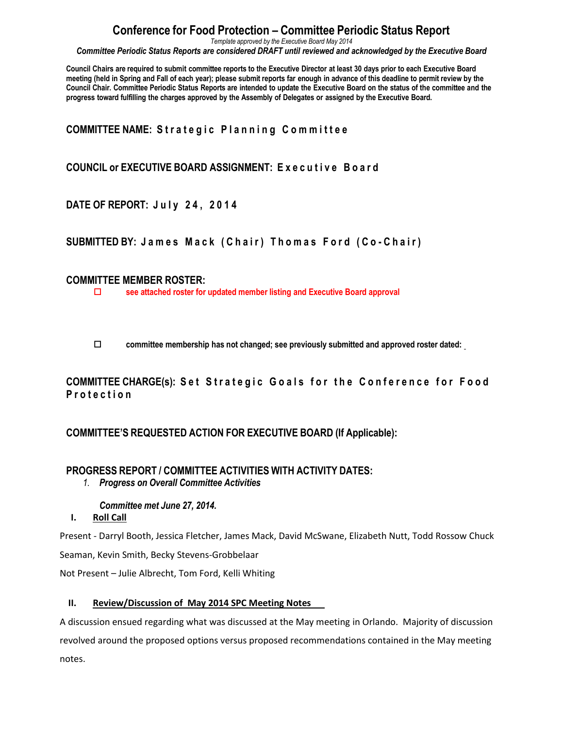# Conference for Food Protection – Committee Periodic Status Report

*Template approved by the Executive Board May 2014*

***Committee Periodic Status Reports are considered DRAFT until reviewed and acknowledged by the Executive Board***

**Council Chairs are required to submit committee reports to the Executive Director at least 30 days prior to each Executive Board meeting (held in Spring and Fall of each year); please submit reports far enough in advance of this deadline to permit review by the Council Chair. Committee Periodic Status Reports are intended to update the Executive Board on the status of the committee and the progress toward fulfilling the charges approved by the Assembly of Delegates or assigned by the Executive Board.**

**COMMITTEE NAME: Strategic Planning Committee**

**COUNCIL or EXECUTIVE BOARD ASSIGNMENT: Executive Board**

**DATE OF REPORT: July 24, 2014**

**SUBMITTED BY: James Mack (Chair) Thomas Ford (Co-Chair)**

**COMMITTEE MEMBER ROSTER:**

- ☐ **see attached roster for updated member listing and Executive Board approval**

- ☐ **committee membership has not changed; see previously submitted and approved roster dated:**

**COMMITTEE CHARGE(s): Set Strategic Goals for the Conference for Food Protection**

**COMMITTEE'S REQUESTED ACTION FOR EXECUTIVE BOARD (If Applicable):**

**PROGRESS REPORT / COMMITTEE ACTIVITIES WITH ACTIVITY DATES:**

1. ***Progress on Overall Committee Activities***

***Committee met June 27, 2014.***

**I. Roll Call**

Present - Darryl Booth, Jessica Fletcher, James Mack, David McSwane, Elizabeth Nutt, Todd Rossow Chuck Seaman, Kevin Smith, Becky Stevens-Grobbelaar

Not Present – Julie Albrecht, Tom Ford, Kelli Whiting

**II. Review/Discussion of May 2014 SPC Meeting Notes**

A discussion ensued regarding what was discussed at the May meeting in Orlando. Majority of discussion revolved around the proposed options versus proposed recommendations contained in the May meeting notes.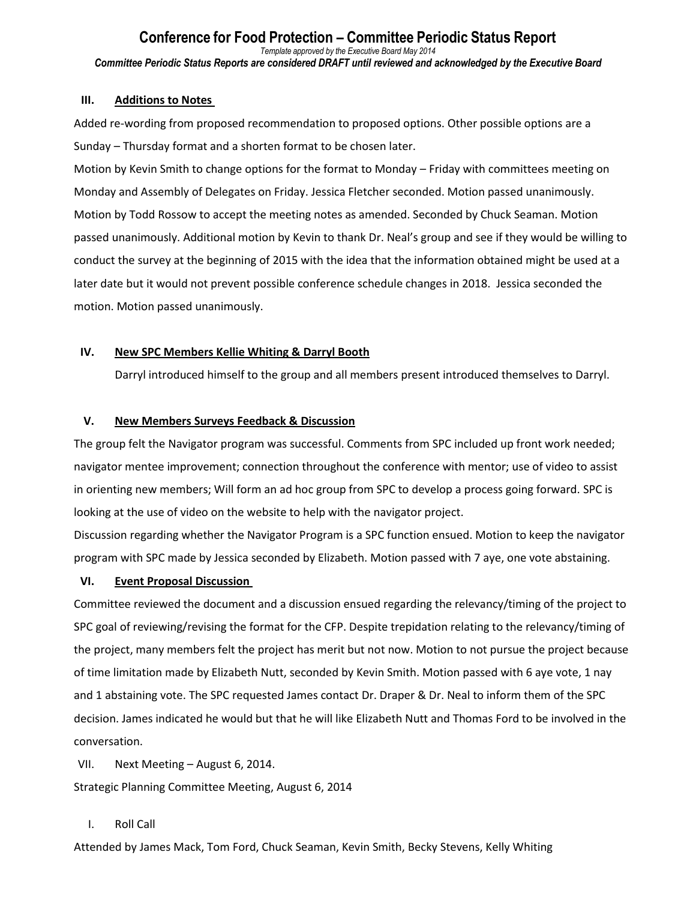### III. Additions to Notes

Added re-wording from proposed recommendation to proposed options. Other possible options are a Sunday – Thursday format and a shorten format to be chosen later.

Motion by Kevin Smith to change options for the format to Monday – Friday with committees meeting on Monday and Assembly of Delegates on Friday. Jessica Fletcher seconded. Motion passed unanimously. Motion by Todd Rossow to accept the meeting notes as amended. Seconded by Chuck Seaman. Motion passed unanimously. Additional motion by Kevin to thank Dr. Neal's group and see if they would be willing to conduct the survey at the beginning of 2015 with the idea that the information obtained might be used at a later date but it would not prevent possible conference schedule changes in 2018. Jessica seconded the motion. Motion passed unanimously.

### IV. New SPC Members Kellie Whiting & Darryl Booth

Darryl introduced himself to the group and all members present introduced themselves to Darryl.

### V. New Members Surveys Feedback & Discussion

The group felt the Navigator program was successful. Comments from SPC included up front work needed; navigator mentee improvement; connection throughout the conference with mentor; use of video to assist in orienting new members; Will form an ad hoc group from SPC to develop a process going forward. SPC is looking at the use of video on the website to help with the navigator project.

Discussion regarding whether the Navigator Program is a SPC function ensued. Motion to keep the navigator program with SPC made by Jessica seconded by Elizabeth. Motion passed with 7 aye, one vote abstaining.

### VI. Event Proposal Discussion

Committee reviewed the document and a discussion ensued regarding the relevancy/timing of the project to SPC goal of reviewing/revising the format for the CFP. Despite trepidation relating to the relevancy/timing of the project, many members felt the project has merit but not now. Motion to not pursue the project because of time limitation made by Elizabeth Nutt, seconded by Kevin Smith. Motion passed with 6 aye vote, 1 nay and 1 abstaining vote. The SPC requested James contact Dr. Draper & Dr. Neal to inform them of the SPC decision. James indicated he would but that he will like Elizabeth Nutt and Thomas Ford to be involved in the conversation.

VII. Next Meeting – August 6, 2014.

Strategic Planning Committee Meeting, August 6, 2014

I. Roll Call

Attended by James Mack, Tom Ford, Chuck Seaman, Kevin Smith, Becky Stevens, Kelly Whiting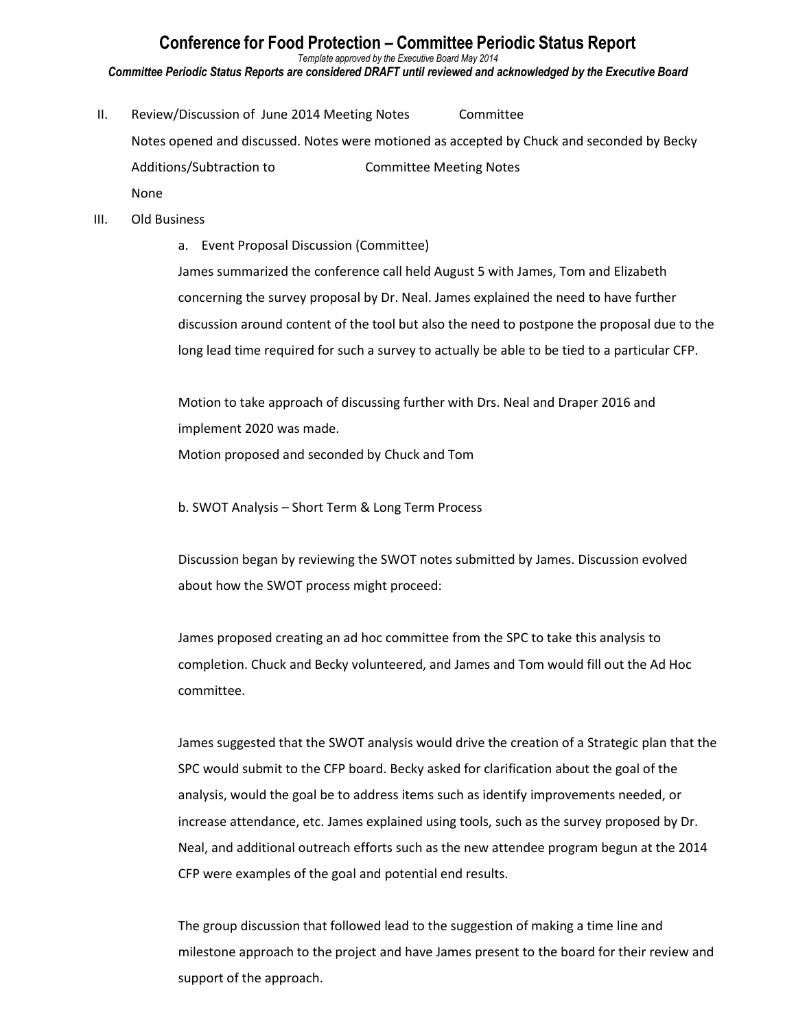# Conference for Food Protection – Committee Periodic Status Report

*Template approved by the Executive Board May 2014*

***Committee Periodic Status Reports are considered DRAFT until reviewed and acknowledged by the Executive Board***

II. Review/Discussion of June 2014 Meeting Notes Committee

Notes opened and discussed. Notes were motioned as accepted by Chuck and seconded by Becky

Additions/Subtraction to Committee Meeting Notes

None

III. Old Business

a. Event Proposal Discussion (Committee)

James summarized the conference call held August 5 with James, Tom and Elizabeth concerning the survey proposal by Dr. Neal. James explained the need to have further discussion around content of the tool but also the need to postpone the proposal due to the long lead time required for such a survey to actually be able to be tied to a particular CFP.

Motion to take approach of discussing further with Drs. Neal and Draper 2016 and implement 2020 was made.

Motion proposed and seconded by Chuck and Tom

b. SWOT Analysis – Short Term & Long Term Process

Discussion began by reviewing the SWOT notes submitted by James. Discussion evolved about how the SWOT process might proceed:

James proposed creating an ad hoc committee from the SPC to take this analysis to completion. Chuck and Becky volunteered, and James and Tom would fill out the Ad Hoc committee.

James suggested that the SWOT analysis would drive the creation of a Strategic plan that the SPC would submit to the CFP board. Becky asked for clarification about the goal of the analysis, would the goal be to address items such as identify improvements needed, or increase attendance, etc. James explained using tools, such as the survey proposed by Dr. Neal, and additional outreach efforts such as the new attendee program begun at the 2014 CFP were examples of the goal and potential end results.

The group discussion that followed lead to the suggestion of making a time line and milestone approach to the project and have James present to the board for their review and support of the approach.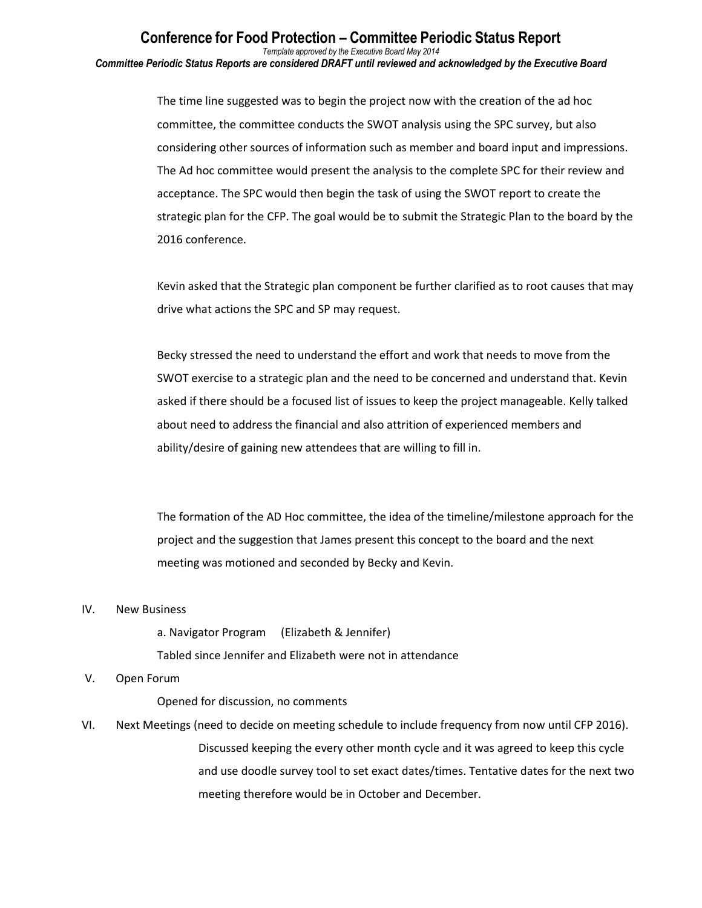The time line suggested was to begin the project now with the creation of the ad hoc committee, the committee conducts the SWOT analysis using the SPC survey, but also considering other sources of information such as member and board input and impressions. The Ad hoc committee would present the analysis to the complete SPC for their review and acceptance. The SPC would then begin the task of using the SWOT report to create the strategic plan for the CFP. The goal would be to submit the Strategic Plan to the board by the 2016 conference.

Kevin asked that the Strategic plan component be further clarified as to root causes that may drive what actions the SPC and SP may request.

Becky stressed the need to understand the effort and work that needs to move from the SWOT exercise to a strategic plan and the need to be concerned and understand that. Kevin asked if there should be a focused list of issues to keep the project manageable. Kelly talked about need to address the financial and also attrition of experienced members and ability/desire of gaining new attendees that are willing to fill in.

The formation of the AD Hoc committee, the idea of the timeline/milestone approach for the project and the suggestion that James present this concept to the board and the next meeting was motioned and seconded by Becky and Kevin.

IV. New Business

a. Navigator Program (Elizabeth & Jennifer)

Tabled since Jennifer and Elizabeth were not in attendance

V. Open Forum

Opened for discussion, no comments

VI. Next Meetings (need to decide on meeting schedule to include frequency from now until CFP 2016).

Discussed keeping the every other month cycle and it was agreed to keep this cycle and use doodle survey tool to set exact dates/times. Tentative dates for the next two meeting therefore would be in October and December.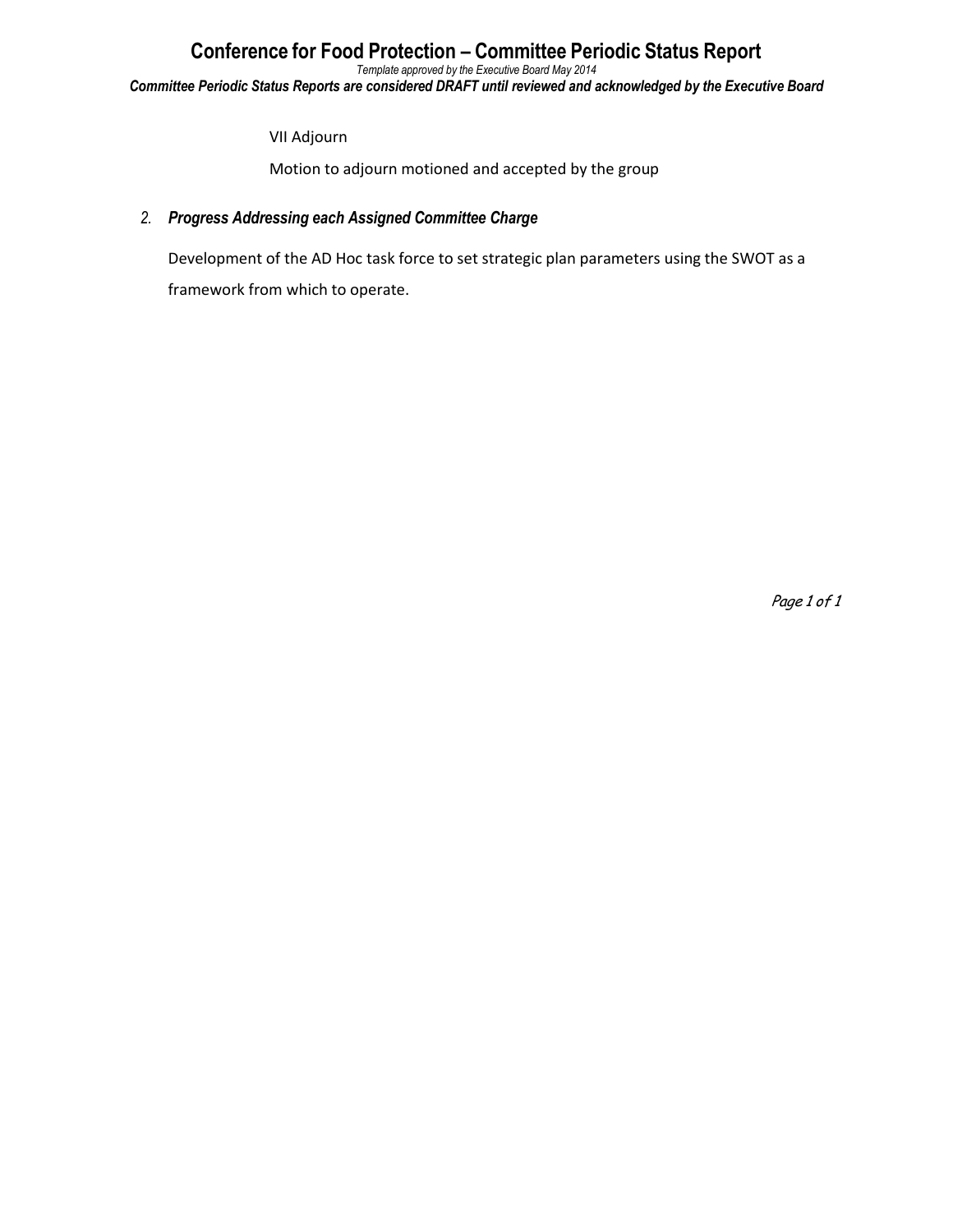VII Adjourn

Motion to adjourn motioned and accepted by the group

## 2. *Progress Addressing each Assigned Committee Charge*

Development of the AD Hoc task force to set strategic plan parameters using the SWOT as a framework from which to operate.